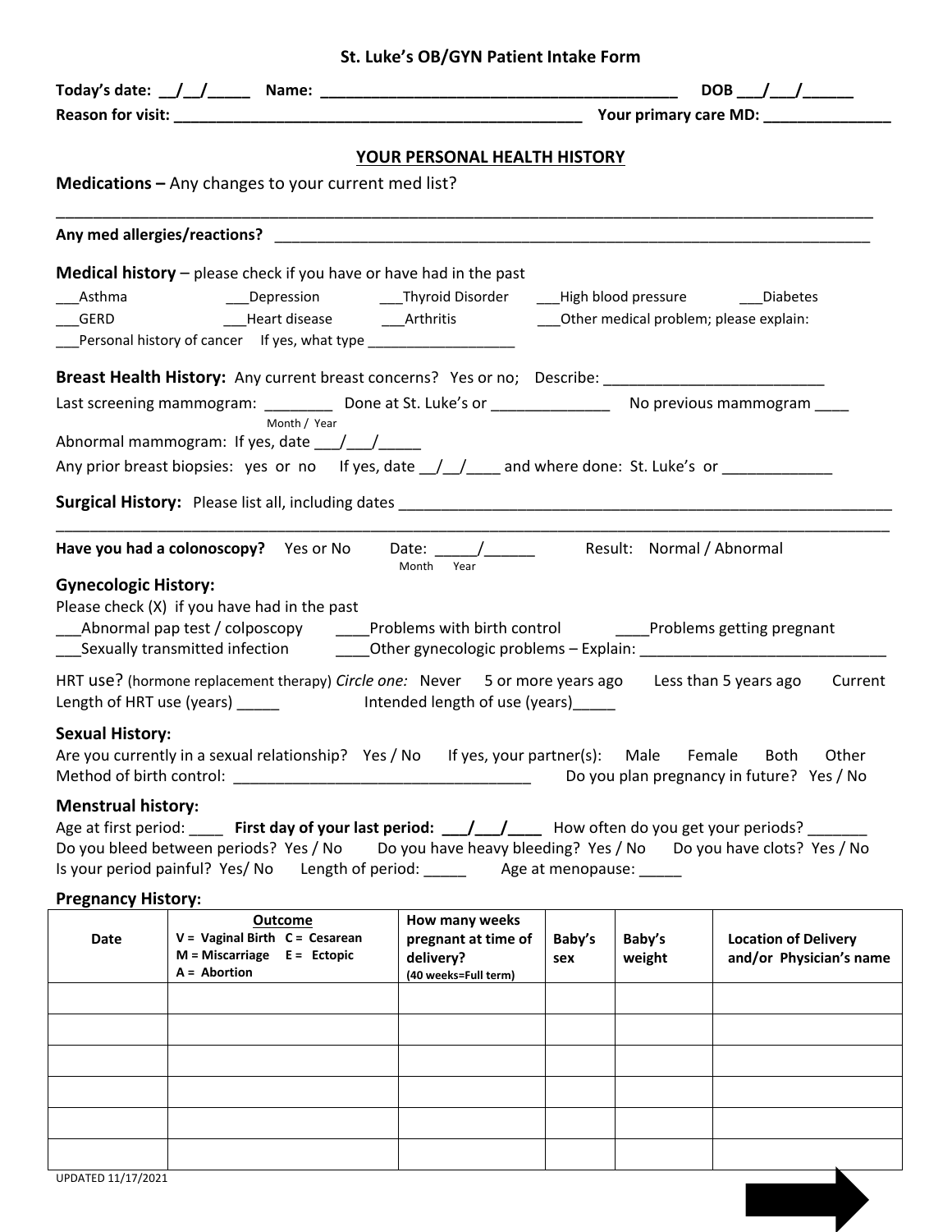# St. Luke's OB/GYN Patient Intake Form

**Today's date:** __/__/_____ **Name:** ___________________________________________ **DOB** ___/___/______
**Reason for visit:** _________________________________________________ **Your primary care MD:** _______________

## YOUR PERSONAL HEALTH HISTORY

**Medications –** Any changes to your current med list?

_____________________________________________________________________________________________

**Any med allergies/reactions?** ________________________________________________________________________

**Medical history** – please check if you have or have had in the past

___Asthma ___Depression ___Thyroid Disorder ___High blood pressure ___Diabetes
___GERD ___Heart disease ___Arthritis ___Other medical problem; please explain:
___Personal history of cancer If yes, what type ___________________

**Breast Health History:** Any current breast concerns? Yes or no; Describe: __________________________

Last screening mammogram: ________ (Month / Year) Done at St. Luke's or ______________ No previous mammogram ____

Abnormal mammogram: If yes, date ___/___/_____

Any prior breast biopsies: yes or no If yes, date __/__/____ and where done: St. Luke's or _____________

**Surgical History:** Please list all, including dates ___________________________________________________________

_____________________________________________________________________________________________

**Have you had a colonoscopy?** Yes or No Date: _____/______ (Month Year) Result: Normal / Abnormal

### Gynecologic History:

Please check (X) if you have had in the past

___Abnormal pap test / colposcopy ____Problems with birth control ____Problems getting pregnant
___Sexually transmitted infection ____Other gynecologic problems – Explain: _____________________________

HRT use? (hormone replacement therapy) *Circle one:* Never 5 or more years ago Less than 5 years ago Current
Length of HRT use (years) _____ Intended length of use (years)_____

### Sexual History:

Are you currently in a sexual relationship? Yes / No If yes, your partner(s): Male Female Both Other
Method of birth control: ___________________________________ Do you plan pregnancy in future? Yes / No

### Menstrual history:

Age at first period: ____ **First day of your last period: ___/___/____** How often do you get your periods? _______
Do you bleed between periods? Yes / No Do you have heavy bleeding? Yes / No Do you have clots? Yes / No
Is your period painful? Yes/ No Length of period: _____ Age at menopause: _____

### Pregnancy History:

| Date | Outcome<br>V = Vaginal Birth C = Cesarean<br>M = Miscarriage E = Ectopic<br>A = Abortion | How many weeks pregnant at time of delivery? (40 weeks=Full term) | Baby's sex | Baby's weight | Location of Delivery and/or Physician's name |
|---|---|---|---|---|---|
| | | | | | |
| | | | | | |
| | | | | | |
| | | | | | |
| | | | | | |
| | | | | | |

UPDATED 11/17/2021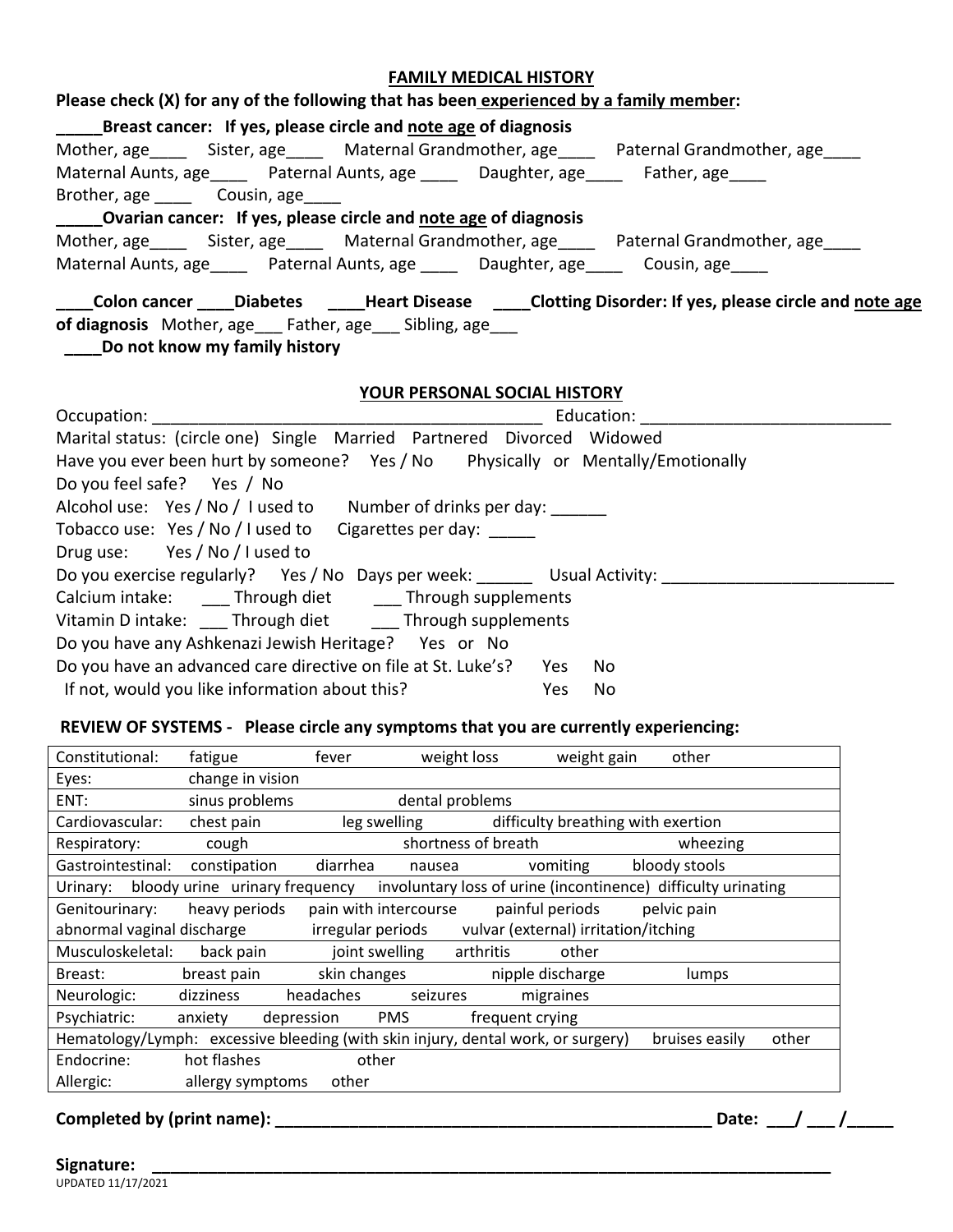## FAMILY MEDICAL HISTORY

**Please check (X) for any of the following that has been experienced by a family member:**

**_____Breast cancer: If yes, please circle and note age of diagnosis**

Mother, age____ Sister, age____ Maternal Grandmother, age____ Paternal Grandmother, age____
Maternal Aunts, age____ Paternal Aunts, age ____ Daughter, age____ Father, age____
Brother, age ____ Cousin, age____

**_____Ovarian cancer: If yes, please circle and note age of diagnosis**

Mother, age____ Sister, age____ Maternal Grandmother, age____ Paternal Grandmother, age____
Maternal Aunts, age____ Paternal Aunts, age ____ Daughter, age____ Cousin, age____

**____Colon cancer ____Diabetes ____Heart Disease ____Clotting Disorder: If yes, please circle and note age of diagnosis** Mother, age___ Father, age___ Sibling, age___

**____Do not know my family history**

## YOUR PERSONAL SOCIAL HISTORY

Occupation: ___________________________________________ Education: ___________________________

Marital status: (circle one) Single Married Partnered Divorced Widowed

Have you ever been hurt by someone? Yes / No Physically or Mentally/Emotionally

Do you feel safe? Yes / No

Alcohol use: Yes / No / I used to Number of drinks per day: ______

Tobacco use: Yes / No / I used to Cigarettes per day: _____

Drug use: Yes / No / I used to

Do you exercise regularly? Yes / No Days per week: ______ Usual Activity: _________________________

Calcium intake: ___ Through diet ___ Through supplements

Vitamin D intake: ___ Through diet ___ Through supplements

Do you have any Ashkenazi Jewish Heritage? Yes or No

Do you have an advanced care directive on file at St. Luke's? Yes No

If not, would you like information about this? Yes No

### REVIEW OF SYSTEMS - Please circle any symptoms that you are currently experiencing:

| | |
|---|---|
| Constitutional: | fatigue fever weight loss weight gain other |
| Eyes: | change in vision |
| ENT: | sinus problems dental problems |
| Cardiovascular: | chest pain leg swelling difficulty breathing with exertion |
| Respiratory: | cough shortness of breath wheezing |
| Gastrointestinal: | constipation diarrhea nausea vomiting bloody stools |
| Urinary: | bloody urine urinary frequency involuntary loss of urine (incontinence) difficulty urinating |
| Genitourinary: | heavy periods pain with intercourse painful periods pelvic pain abnormal vaginal discharge irregular periods vulvar (external) irritation/itching |
| Musculoskeletal: | back pain joint swelling arthritis other |
| Breast: | breast pain skin changes nipple discharge lumps |
| Neurologic: | dizziness headaches seizures migraines |
| Psychiatric: | anxiety depression PMS frequent crying |
| Hematology/Lymph: | excessive bleeding (with skin injury, dental work, or surgery) bruises easily other |
| Endocrine: | hot flashes other |
| Allergic: | allergy symptoms other |

**Completed by (print name): _______________________________________________ Date: ___/ ___ /_____**

**Signature: ___________________________________________________________________________**

UPDATED 11/17/2021